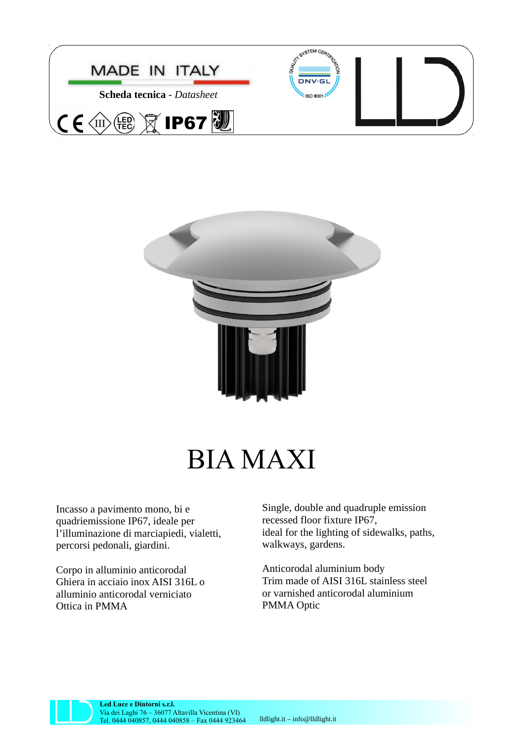MADE IN ITALY

**Scheda tecnica** - *Datasheet*

IP67

# BIA MAXI

Incasso a pavimento mono, bi e quadriemissione IP67, ideale per l'illuminazione di marciapiedi, vialetti, percorsi pedonali, giardini.

Corpo in alluminio anticorodal
Ghiera in acciaio inox AISI 316L o alluminio anticorodal verniciato
Ottica in PMMA

Single, double and quadruple emission recessed floor fixture IP67,
ideal for the lighting of sidewalks, paths, walkways, gardens.

Anticorodal aluminium body
Trim made of AISI 316L stainless steel or varnished anticorodal aluminium
PMMA Optic

**Led Luce e Dintorni s.r.l.**
Via dei Laghi 76 – 36077 Altavilla Vicentina (VI)
Tel. 0444 040857, 0444 040858 – Fax 0444 923464    lldlight.it – info@lldlight.it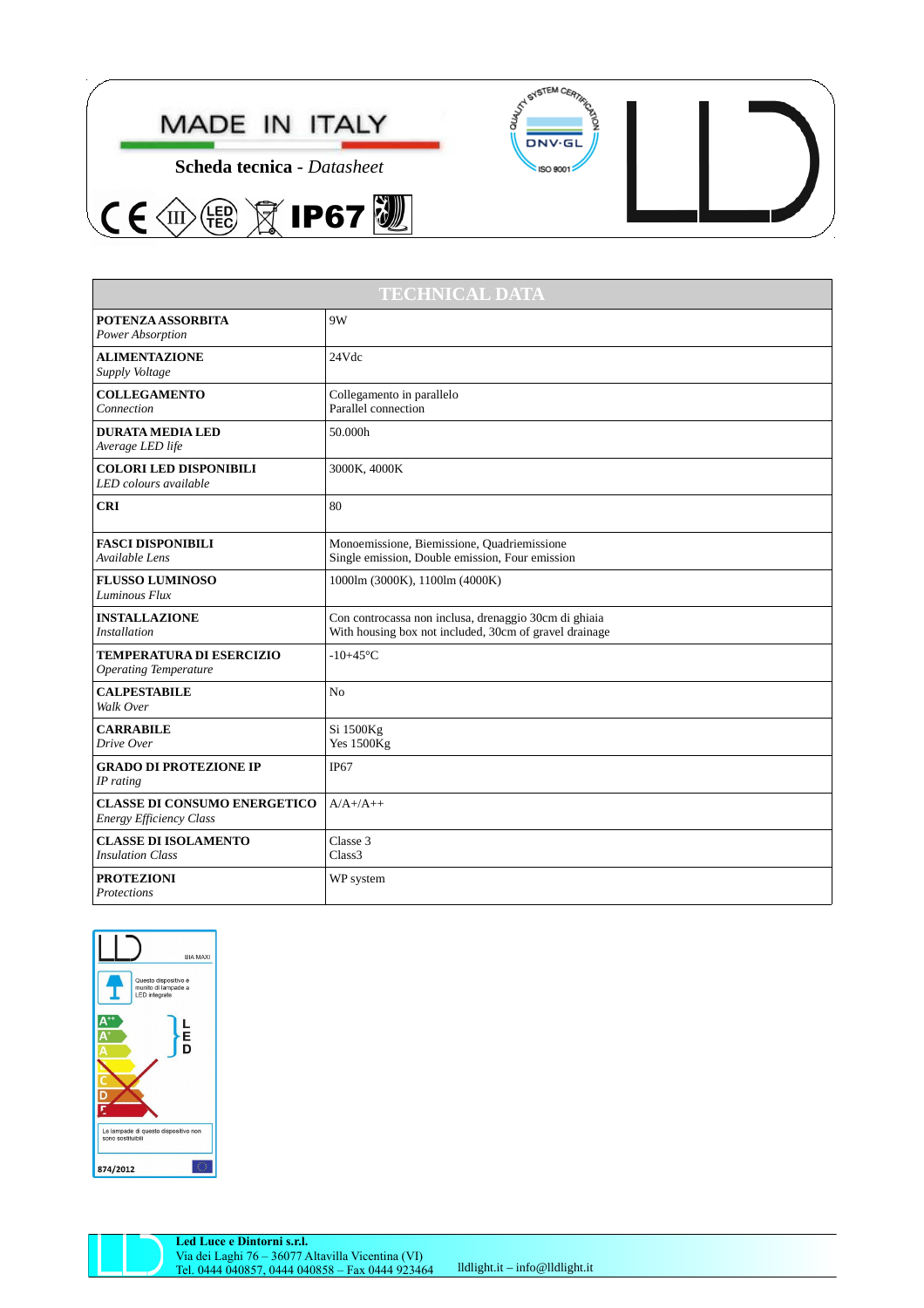MADE IN ITALY

**Scheda tecnica** - *Datasheet*

IP67

| TECHNICAL DATA | |
|---|---|
| **POTENZA ASSORBITA** *Power Absorption* | 9W |
| **ALIMENTAZIONE** *Supply Voltage* | 24Vdc |
| **COLLEGAMENTO** *Connection* | Collegamento in parallelo Parallel connection |
| **DURATA MEDIA LED** *Average LED life* | 50.000h |
| **COLORI LED DISPONIBILI** *LED colours available* | 3000K, 4000K |
| **CRI** | 80 |
| **FASCI DISPONIBILI** *Available Lens* | Monoemissione, Biemissione, Quadriemissione Single emission, Double emission, Four emission |
| **FLUSSO LUMINOSO** *Luminous Flux* | 1000lm (3000K), 1100lm (4000K) |
| **INSTALLAZIONE** *Installation* | Con controcassa non inclusa, drenaggio 30cm di ghiaia With housing box not included, 30cm of gravel drainage |
| **TEMPERATURA DI ESERCIZIO** *Operating Temperature* | -10+45°C |
| **CALPESTABILE** *Walk Over* | No |
| **CARRABILE** *Drive Over* | Si 1500Kg Yes 1500Kg |
| **GRADO DI PROTEZIONE IP** *IP rating* | IP67 |
| **CLASSE DI CONSUMO ENERGETICO** *Energy Efficiency Class* | A/A+/A++ |
| **CLASSE DI ISOLAMENTO** *Insulation Class* | Classe 3 Class3 |
| **PROTEZIONI** *Protections* | WP system |

BIA MAXI

Questo dispositivo è munito di lampade a LED integrate

Le lampade di questo dispositivo non sono sostituibili

874/2012

**Led Luce e Dintorni s.r.l.**
Via dei Laghi 76 – 36077 Altavilla Vicentina (VI)
Tel. 0444 040857, 0444 040858 – Fax 0444 923464 lldlight.it – info@lldlight.it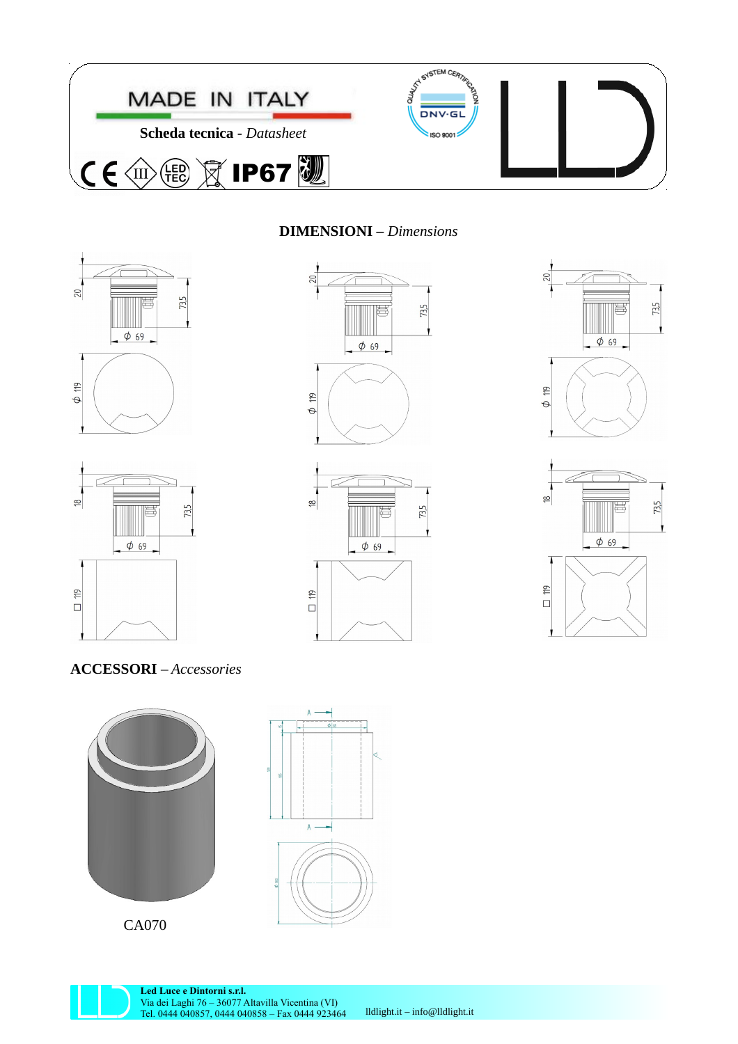MADE IN ITALY

**Scheda tecnica** - *Datasheet*

IP67

**DIMENSIONI –** *Dimensions*

20
73,5
⌀ 69
⌀ 119

18
73,5
⌀ 69
☐ 119

**ACCESSORI** – *Accessories*

CA070

**Led Luce e Dintorni s.r.l.**
Via dei Laghi 76 – 36077 Altavilla Vicentina (VI)
Tel. 0444 040857, 0444 040858 – Fax 0444 923464 lldlight.it – info@lldlight.it